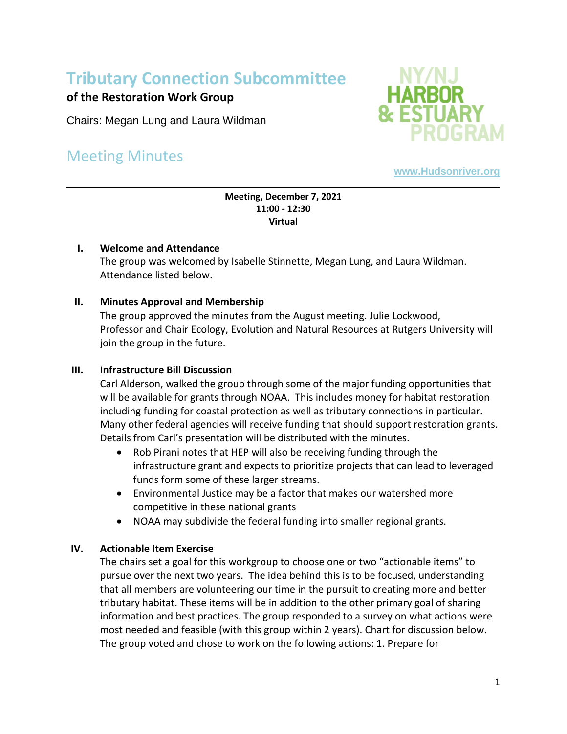# Tributary Connection Subcommittee

**of the Restoration Work Group**

Chairs: Megan Lung and Laura Wildman

NY/NJ HARBOR & ESTUARY PROGRAM

## Meeting Minutes

www.Hudsonriver.org

---

**Meeting, December 7, 2021**
**11:00 - 12:30**
**Virtual**

### I. Welcome and Attendance

The group was welcomed by Isabelle Stinnette, Megan Lung, and Laura Wildman. Attendance listed below.

### II. Minutes Approval and Membership

The group approved the minutes from the August meeting. Julie Lockwood, Professor and Chair Ecology, Evolution and Natural Resources at Rutgers University will join the group in the future.

### III. Infrastructure Bill Discussion

Carl Alderson, walked the group through some of the major funding opportunities that will be available for grants through NOAA. This includes money for habitat restoration including funding for coastal protection as well as tributary connections in particular. Many other federal agencies will receive funding that should support restoration grants. Details from Carl's presentation will be distributed with the minutes.

- Rob Pirani notes that HEP will also be receiving funding through the infrastructure grant and expects to prioritize projects that can lead to leveraged funds form some of these larger streams.
- Environmental Justice may be a factor that makes our watershed more competitive in these national grants
- NOAA may subdivide the federal funding into smaller regional grants.

### IV. Actionable Item Exercise

The chairs set a goal for this workgroup to choose one or two "actionable items" to pursue over the next two years. The idea behind this is to be focused, understanding that all members are volunteering our time in the pursuit to creating more and better tributary habitat. These items will be in addition to the other primary goal of sharing information and best practices. The group responded to a survey on what actions were most needed and feasible (with this group within 2 years). Chart for discussion below. The group voted and chose to work on the following actions: 1. Prepare for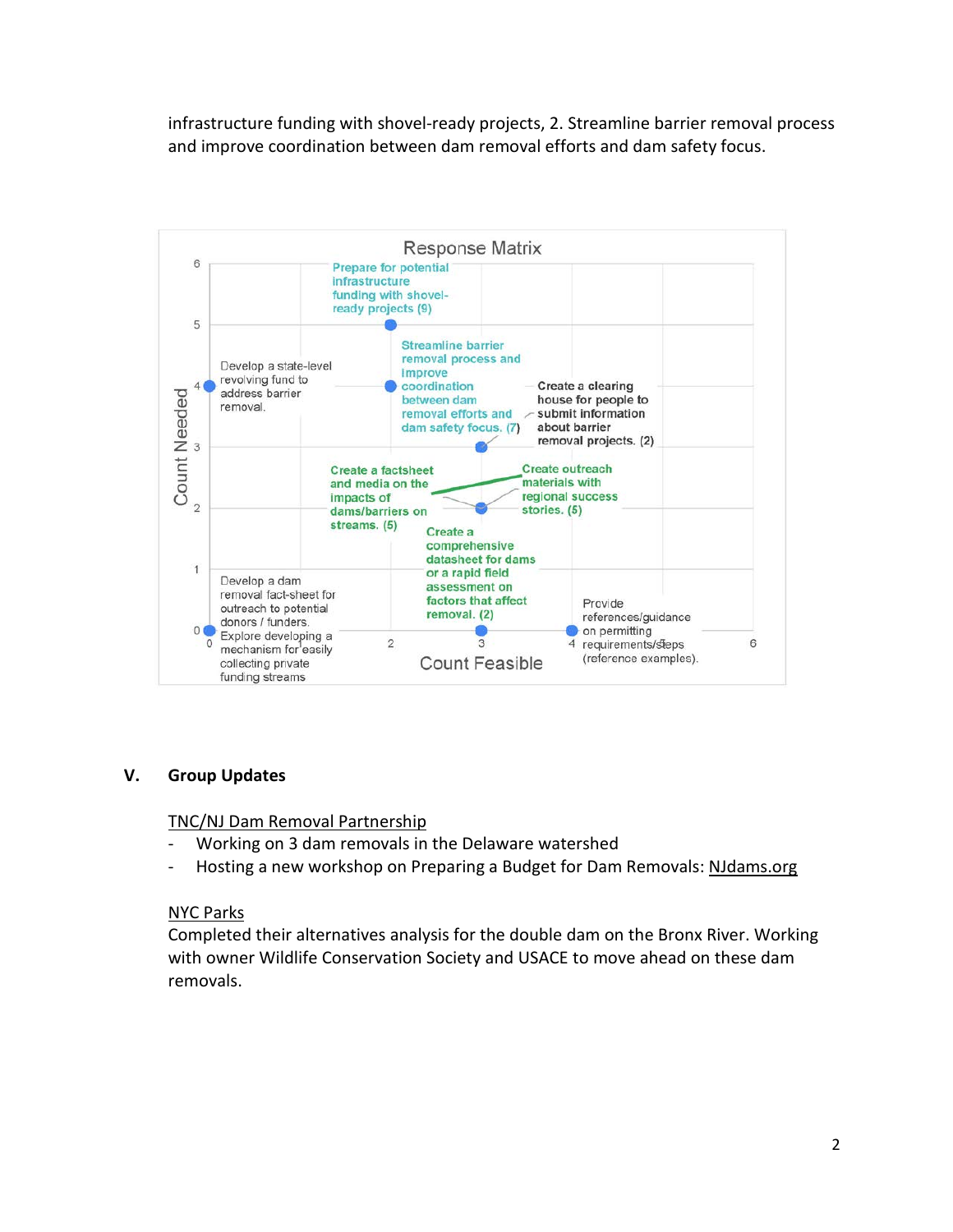infrastructure funding with shovel-ready projects, 2. Streamline barrier removal process and improve coordination between dam removal efforts and dam safety focus.

**Response Matrix**

Count Needed (y-axis) vs. Count Feasible (x-axis)

- Prepare for potential infrastructure funding with shovel-ready projects (9)
- Streamline barrier removal process and improve coordination between dam removal efforts and dam safety focus. (7)
- Develop a state-level revolving fund to address barrier removal.
- Create a clearing house for people to submit information about barrier removal projects. (2)
- Create a factsheet and media on the impacts of dams/barriers on streams. (5)
- Create outreach materials with regional success stories. (5)
- Create a comprehensive datasheet for dams or a rapid field assessment on factors that affect removal. (2)
- Develop a dam removal fact-sheet for outreach to potential donors / funders.
- Explore developing a mechanism for easily collecting private funding streams
- Provide references/guidance on permitting requirements/steps (reference examples).

## V. Group Updates

<u>TNC/NJ Dam Removal Partnership</u>

- Working on 3 dam removals in the Delaware watershed
- Hosting a new workshop on Preparing a Budget for Dam Removals: NJdams.org

<u>NYC Parks</u>

Completed their alternatives analysis for the double dam on the Bronx River. Working with owner Wildlife Conservation Society and USACE to move ahead on these dam removals.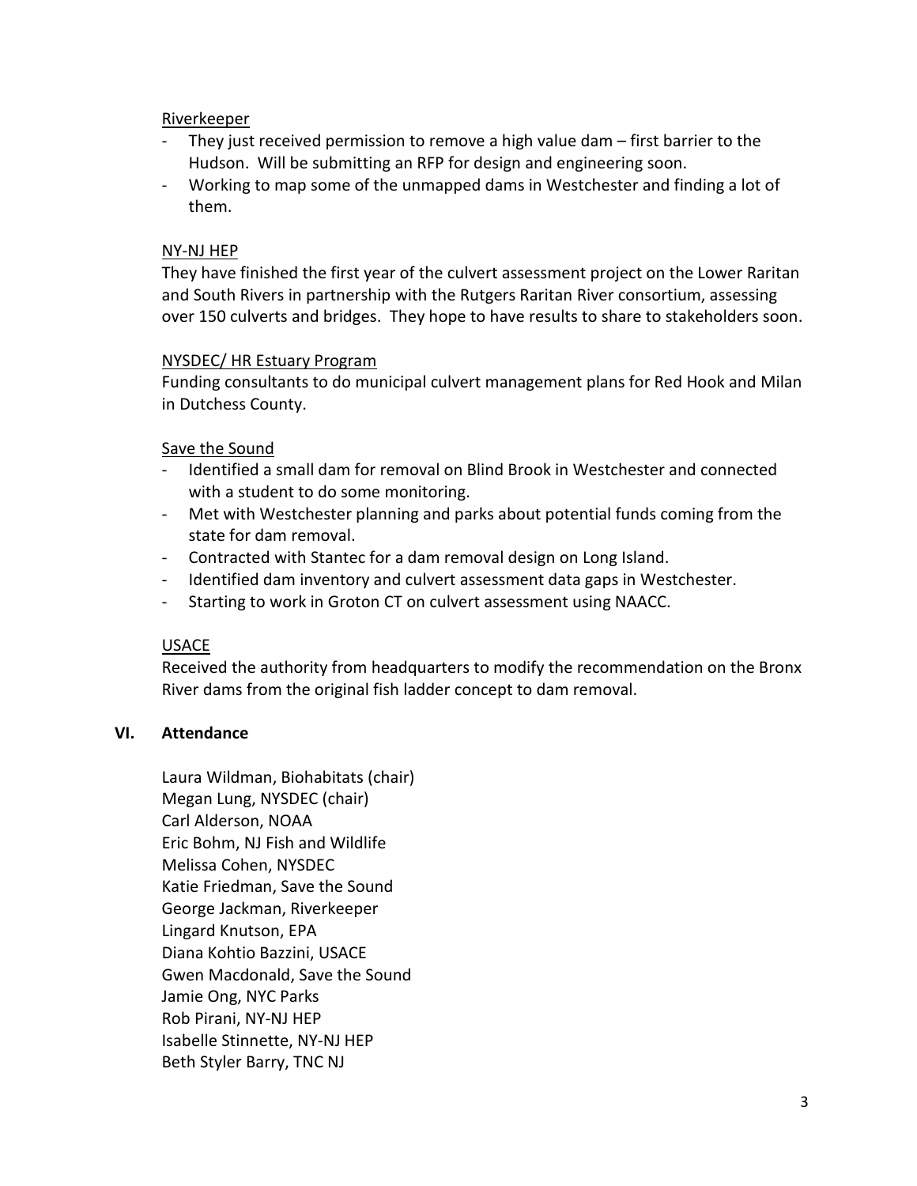Riverkeeper

- They just received permission to remove a high value dam – first barrier to the Hudson. Will be submitting an RFP for design and engineering soon.
- Working to map some of the unmapped dams in Westchester and finding a lot of them.

NY-NJ HEP

They have finished the first year of the culvert assessment project on the Lower Raritan and South Rivers in partnership with the Rutgers Raritan River consortium, assessing over 150 culverts and bridges. They hope to have results to share to stakeholders soon.

NYSDEC/ HR Estuary Program

Funding consultants to do municipal culvert management plans for Red Hook and Milan in Dutchess County.

Save the Sound

- Identified a small dam for removal on Blind Brook in Westchester and connected with a student to do some monitoring.
- Met with Westchester planning and parks about potential funds coming from the state for dam removal.
- Contracted with Stantec for a dam removal design on Long Island.
- Identified dam inventory and culvert assessment data gaps in Westchester.
- Starting to work in Groton CT on culvert assessment using NAACC.

USACE

Received the authority from headquarters to modify the recommendation on the Bronx River dams from the original fish ladder concept to dam removal.

## VI. Attendance

Laura Wildman, Biohabitats (chair)
Megan Lung, NYSDEC (chair)
Carl Alderson, NOAA
Eric Bohm, NJ Fish and Wildlife
Melissa Cohen, NYSDEC
Katie Friedman, Save the Sound
George Jackman, Riverkeeper
Lingard Knutson, EPA
Diana Kohtio Bazzini, USACE
Gwen Macdonald, Save the Sound
Jamie Ong, NYC Parks
Rob Pirani, NY-NJ HEP
Isabelle Stinnette, NY-NJ HEP
Beth Styler Barry, TNC NJ